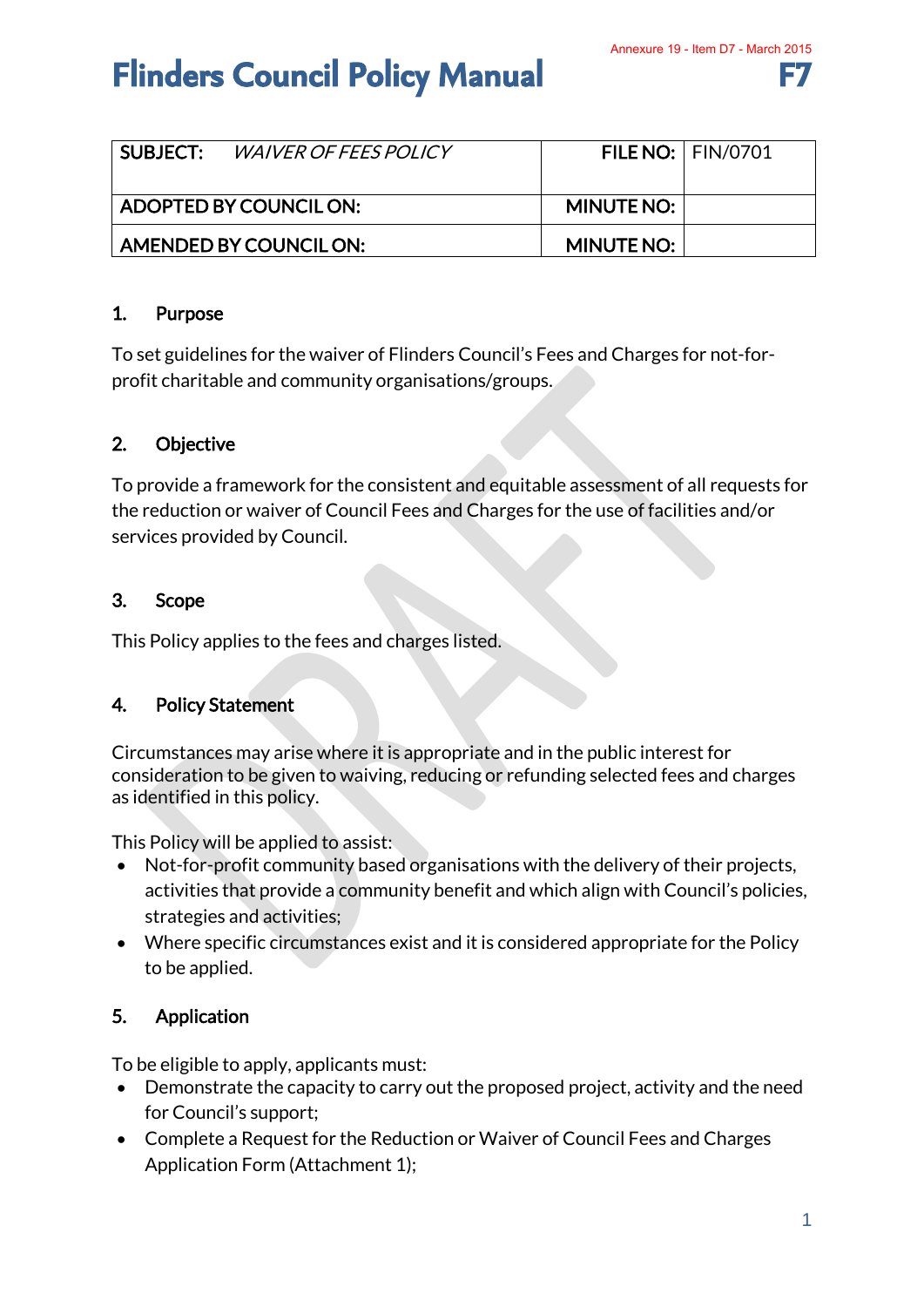Annexure 19 - Item D7 - March 2015

# Flinders Council Policy Manual

**F7**

| SUBJECT: *WAIVER OF FEES POLICY* | FILE NO: | FIN/0701 |
|---|---|---|
| ADOPTED BY COUNCIL ON: | MINUTE NO: | |
| AMENDED BY COUNCIL ON: | MINUTE NO: | |

## 1. Purpose

To set guidelines for the waiver of Flinders Council's Fees and Charges for not-for-profit charitable and community organisations/groups.

## 2. Objective

To provide a framework for the consistent and equitable assessment of all requests for the reduction or waiver of Council Fees and Charges for the use of facilities and/or services provided by Council.

## 3. Scope

This Policy applies to the fees and charges listed.

## 4. Policy Statement

Circumstances may arise where it is appropriate and in the public interest for consideration to be given to waiving, reducing or refunding selected fees and charges as identified in this policy.

This Policy will be applied to assist:

- Not-for-profit community based organisations with the delivery of their projects, activities that provide a community benefit and which align with Council's policies, strategies and activities;
- Where specific circumstances exist and it is considered appropriate for the Policy to be applied.

## 5. Application

To be eligible to apply, applicants must:

- Demonstrate the capacity to carry out the proposed project, activity and the need for Council's support;
- Complete a Request for the Reduction or Waiver of Council Fees and Charges Application Form (Attachment 1);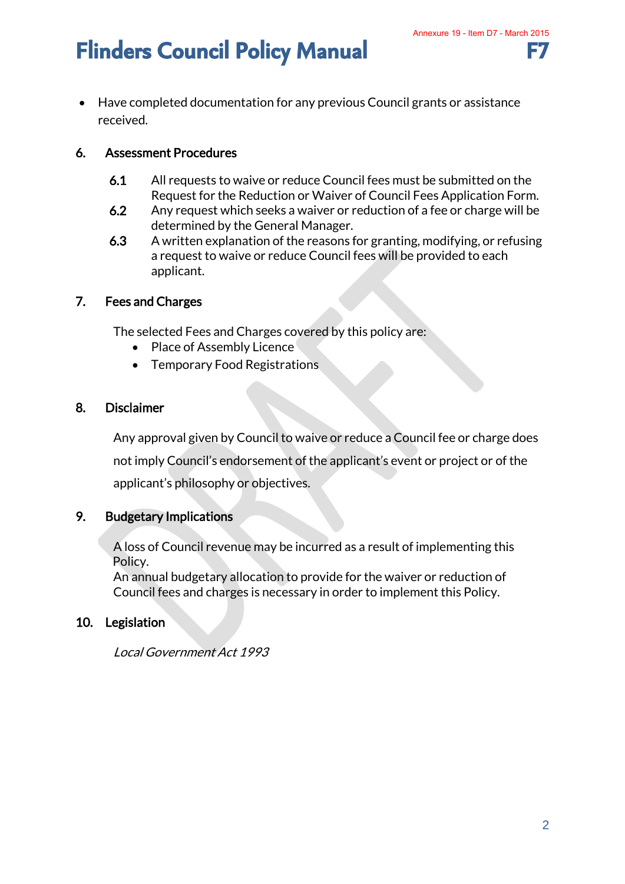- Have completed documentation for any previous Council grants or assistance received.

## 6. Assessment Procedures

**6.1** All requests to waive or reduce Council fees must be submitted on the Request for the Reduction or Waiver of Council Fees Application Form.

**6.2** Any request which seeks a waiver or reduction of a fee or charge will be determined by the General Manager.

**6.3** A written explanation of the reasons for granting, modifying, or refusing a request to waive or reduce Council fees will be provided to each applicant.

## 7. Fees and Charges

The selected Fees and Charges covered by this policy are:

- Place of Assembly Licence
- Temporary Food Registrations

## 8. Disclaimer

Any approval given by Council to waive or reduce a Council fee or charge does not imply Council's endorsement of the applicant's event or project or of the applicant's philosophy or objectives.

## 9. Budgetary Implications

A loss of Council revenue may be incurred as a result of implementing this Policy.
An annual budgetary allocation to provide for the waiver or reduction of Council fees and charges is necessary in order to implement this Policy.

## 10. Legislation

*Local Government Act 1993*